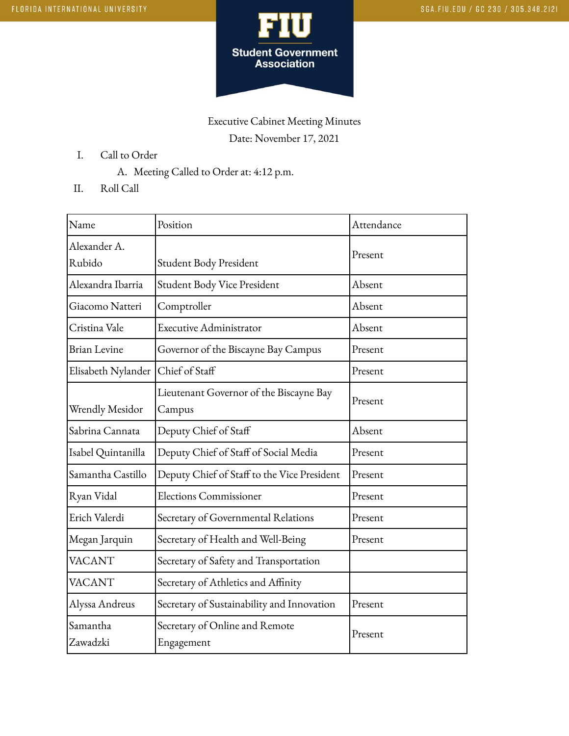Executive Cabinet Meeting Minutes

Date: November 17, 2021

I. Call to Order
   A. Meeting Called to Order at: 4:12 p.m.

II. Roll Call

| Name | Position | Attendance |
|---|---|---|
| Alexander A. Rubido | Student Body President | Present |
| Alexandra Ibarria | Student Body Vice President | Absent |
| Giacomo Natteri | Comptroller | Absent |
| Cristina Vale | Executive Administrator | Absent |
| Brian Levine | Governor of the Biscayne Bay Campus | Present |
| Elisabeth Nylander | Chief of Staff | Present |
| Wrendly Mesidor | Lieutenant Governor of the Biscayne Bay Campus | Present |
| Sabrina Cannata | Deputy Chief of Staff | Absent |
| Isabel Quintanilla | Deputy Chief of Staff of Social Media | Present |
| Samantha Castillo | Deputy Chief of Staff to the Vice President | Present |
| Ryan Vidal | Elections Commissioner | Present |
| Erich Valerdi | Secretary of Governmental Relations | Present |
| Megan Jarquin | Secretary of Health and Well-Being | Present |
| VACANT | Secretary of Safety and Transportation | |
| VACANT | Secretary of Athletics and Affinity | |
| Alyssa Andreus | Secretary of Sustainability and Innovation | Present |
| Samantha Zawadzki | Secretary of Online and Remote Engagement | Present |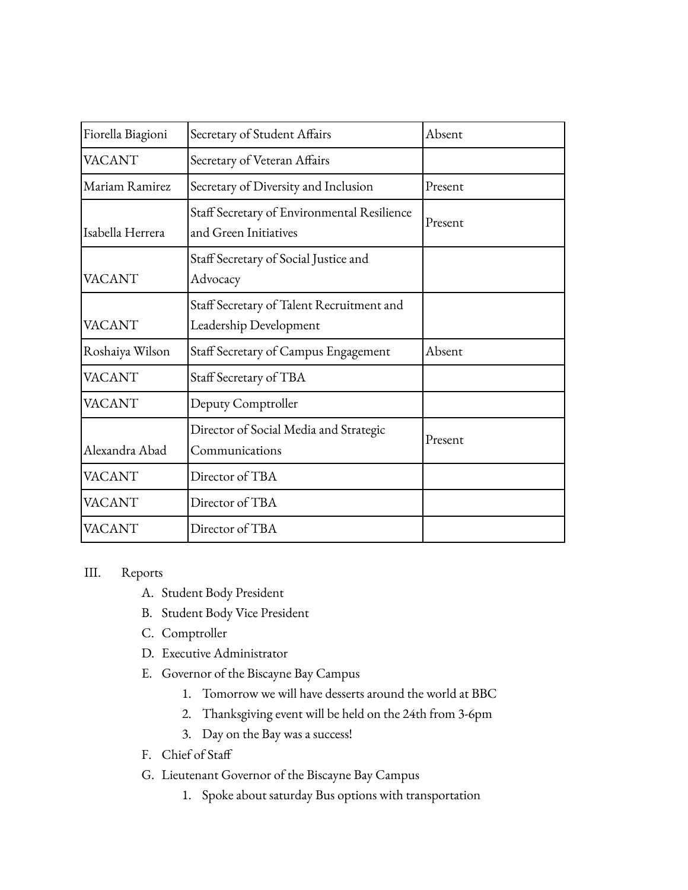| Fiorella Biagioni | Secretary of Student Affairs | Absent |
|---|---|---|
| VACANT | Secretary of Veteran Affairs | |
| Mariam Ramirez | Secretary of Diversity and Inclusion | Present |
| Isabella Herrera | Staff Secretary of Environmental Resilience and Green Initiatives | Present |
| VACANT | Staff Secretary of Social Justice and Advocacy | |
| VACANT | Staff Secretary of Talent Recruitment and Leadership Development | |
| Roshaiya Wilson | Staff Secretary of Campus Engagement | Absent |
| VACANT | Staff Secretary of TBA | |
| VACANT | Deputy Comptroller | |
| Alexandra Abad | Director of Social Media and Strategic Communications | Present |
| VACANT | Director of TBA | |
| VACANT | Director of TBA | |
| VACANT | Director of TBA | |

III. Reports

A. Student Body President

B. Student Body Vice President

C. Comptroller

D. Executive Administrator

E. Governor of the Biscayne Bay Campus

1. Tomorrow we will have desserts around the world at BBC
2. Thanksgiving event will be held on the 24th from 3-6pm
3. Day on the Bay was a success!

F. Chief of Staff

G. Lieutenant Governor of the Biscayne Bay Campus

1. Spoke about saturday Bus options with transportation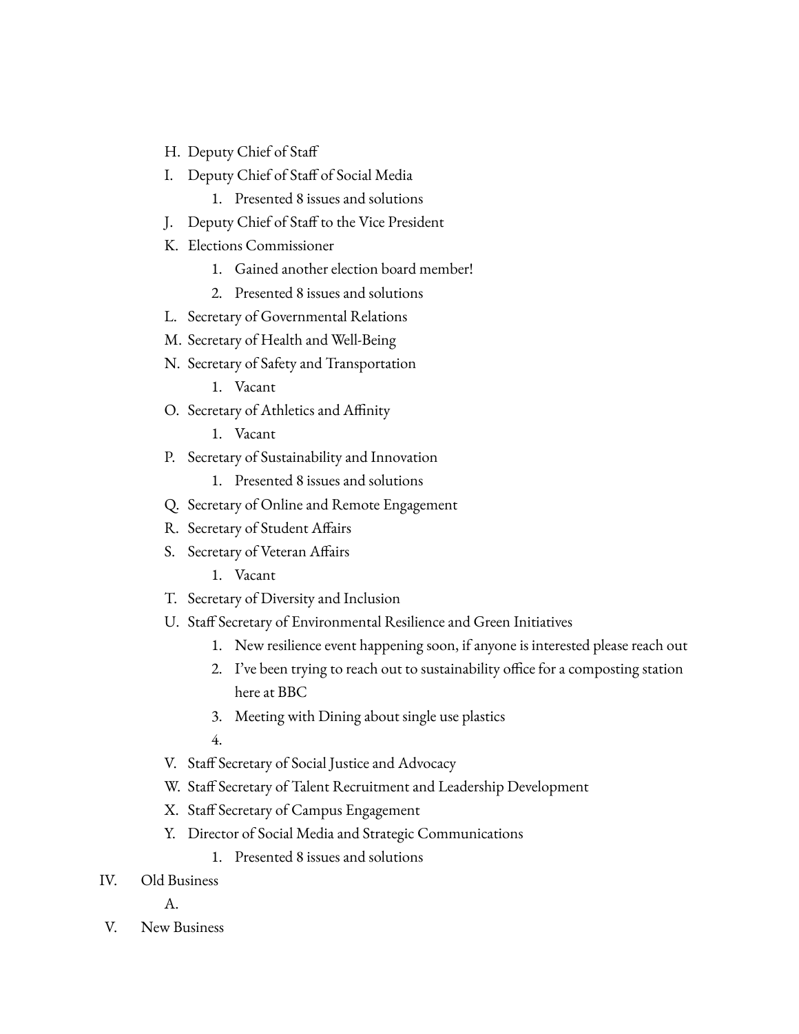H. Deputy Chief of Staff

I. Deputy Chief of Staff of Social Media
   1. Presented 8 issues and solutions

J. Deputy Chief of Staff to the Vice President

K. Elections Commissioner
   1. Gained another election board member!
   2. Presented 8 issues and solutions

L. Secretary of Governmental Relations

M. Secretary of Health and Well-Being

N. Secretary of Safety and Transportation
   1. Vacant

O. Secretary of Athletics and Affinity
   1. Vacant

P. Secretary of Sustainability and Innovation
   1. Presented 8 issues and solutions

Q. Secretary of Online and Remote Engagement

R. Secretary of Student Affairs

S. Secretary of Veteran Affairs
   1. Vacant

T. Secretary of Diversity and Inclusion

U. Staff Secretary of Environmental Resilience and Green Initiatives
   1. New resilience event happening soon, if anyone is interested please reach out
   2. I've been trying to reach out to sustainability office for a composting station here at BBC
   3. Meeting with Dining about single use plastics
   4.

V. Staff Secretary of Social Justice and Advocacy

W. Staff Secretary of Talent Recruitment and Leadership Development

X. Staff Secretary of Campus Engagement

Y. Director of Social Media and Strategic Communications
   1. Presented 8 issues and solutions

IV. Old Business

   A.

V. New Business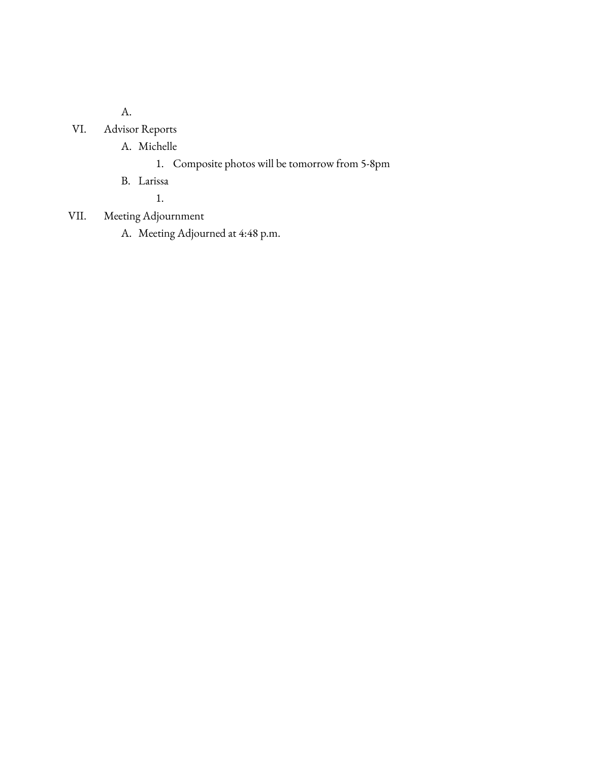A.

VI. Advisor Reports
    A. Michelle
        1. Composite photos will be tomorrow from 5-8pm
    B. Larissa
        1.

VII. Meeting Adjournment
    A. Meeting Adjourned at 4:48 p.m.